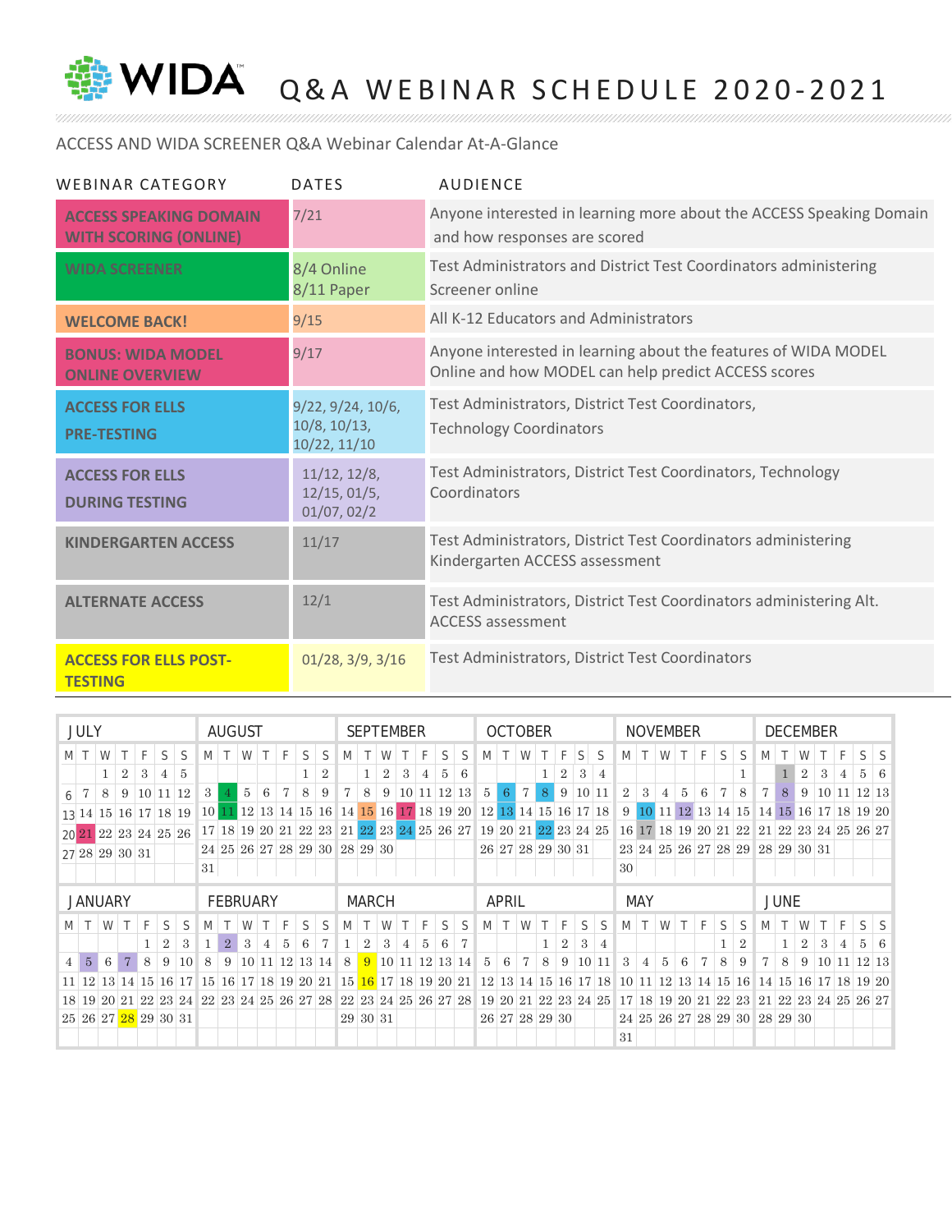# WIDA Q&A WEBINAR SCHEDULE 2020-2021

ACCESS AND WIDA SCREENER Q&A Webinar Calendar At-A-Glance

| WEBINAR CATEGORY | DATES | AUDIENCE |
|---|---|---|
| **ACCESS SPEAKING DOMAIN WITH SCORING (ONLINE)** | 7/21 | Anyone interested in learning more about the ACCESS Speaking Domain and how responses are scored |
| **WIDA SCREENER** | 8/4 Online<br>8/11 Paper | Test Administrators and District Test Coordinators administering Screener online |
| **WELCOME BACK!** | 9/15 | All K-12 Educators and Administrators |
| **BONUS: WIDA MODEL ONLINE OVERVIEW** | 9/17 | Anyone interested in learning about the features of WIDA MODEL Online and how MODEL can help predict ACCESS scores |
| **ACCESS FOR ELLS PRE-TESTING** | 9/22, 9/24, 10/6, 10/8, 10/13, 10/22, 11/10 | Test Administrators, District Test Coordinators, Technology Coordinators |
| **ACCESS FOR ELLS DURING TESTING** | 11/12, 12/8, 12/15, 01/5, 01/07, 02/2 | Test Administrators, District Test Coordinators, Technology Coordinators |
| **KINDERGARTEN ACCESS** | 11/17 | Test Administrators, District Test Coordinators administering Kindergarten ACCESS assessment |
| **ALTERNATE ACCESS** | 12/1 | Test Administrators, District Test Coordinators administering Alt. ACCESS assessment |
| **ACCESS FOR ELLS POST-TESTING** | 01/28, 3/9, 3/16 | Test Administrators, District Test Coordinators |

**JULY**

| M | T | W | T | F | S | S |
|---|---|---|---|---|---|---|
| | | 1 | 2 | 3 | 4 | 5 |
| 6 | 7 | 8 | 9 | 10 | 11 | 12 |
| 13 | 14 | 15 | 16 | 17 | 18 | 19 |
| 20 | 21 | 22 | 23 | 24 | 25 | 26 |
| 27 | 28 | 29 | 30 | 31 | | |

**AUGUST**

| M | T | W | T | F | S | S |
|---|---|---|---|---|---|---|
| | | | | | 1 | 2 |
| 3 | 4 | 5 | 6 | 7 | 8 | 9 |
| 10 | 11 | 12 | 13 | 14 | 15 | 16 |
| 17 | 18 | 19 | 20 | 21 | 22 | 23 |
| 24 | 25 | 26 | 27 | 28 | 29 | 30 |
| 31 | | | | | | |

**SEPTEMBER**

| M | T | W | T | F | S | S |
|---|---|---|---|---|---|---|
| | 1 | 2 | 3 | 4 | 5 | 6 |
| 7 | 8 | 9 | 10 | 11 | 12 | 13 |
| 14 | 15 | 16 | 17 | 18 | 19 | 20 |
| 21 | 22 | 23 | 24 | 25 | 26 | 27 |
| 28 | 29 | 30 | | | | |

**OCTOBER**

| M | T | W | T | F | S | S |
|---|---|---|---|---|---|---|
| | | | 1 | 2 | 3 | 4 |
| 5 | 6 | 7 | 8 | 9 | 10 | 11 |
| 12 | 13 | 14 | 15 | 16 | 17 | 18 |
| 19 | 20 | 21 | 22 | 23 | 24 | 25 |
| 26 | 27 | 28 | 29 | 30 | 31 | |

**NOVEMBER**

| M | T | W | T | F | S | S |
|---|---|---|---|---|---|---|
| | | | | | | 1 |
| 2 | 3 | 4 | 5 | 6 | 7 | 8 |
| 9 | 10 | 11 | 12 | 13 | 14 | 15 |
| 16 | 17 | 18 | 19 | 20 | 21 | 22 |
| 23 | 24 | 25 | 26 | 27 | 28 | 29 |
| 30 | | | | | | |

**DECEMBER**

| M | T | W | T | F | S | S |
|---|---|---|---|---|---|---|
| | 1 | 2 | 3 | 4 | 5 | 6 |
| 7 | 8 | 9 | 10 | 11 | 12 | 13 |
| 14 | 15 | 16 | 17 | 18 | 19 | 20 |
| 21 | 22 | 23 | 24 | 25 | 26 | 27 |
| 28 | 29 | 30 | 31 | | | |

**JANUARY**

| M | T | W | T | F | S | S |
|---|---|---|---|---|---|---|
| | | | | 1 | 2 | 3 |
| 4 | 5 | 6 | 7 | 8 | 9 | 10 |
| 11 | 12 | 13 | 14 | 15 | 16 | 17 |
| 18 | 19 | 20 | 21 | 22 | 23 | 24 |
| 25 | 26 | 27 | 28 | 29 | 30 | 31 |

**FEBRUARY**

| M | T | W | T | F | S | S |
|---|---|---|---|---|---|---|
| 1 | 2 | 3 | 4 | 5 | 6 | 7 |
| 8 | 9 | 10 | 11 | 12 | 13 | 14 |
| 15 | 16 | 17 | 18 | 19 | 20 | 21 |
| 22 | 23 | 24 | 25 | 26 | 27 | 28 |

**MARCH**

| M | T | W | T | F | S | S |
|---|---|---|---|---|---|---|
| 1 | 2 | 3 | 4 | 5 | 6 | 7 |
| 8 | 9 | 10 | 11 | 12 | 13 | 14 |
| 15 | 16 | 17 | 18 | 19 | 20 | 21 |
| 22 | 23 | 24 | 25 | 26 | 27 | 28 |
| 29 | 30 | 31 | | | | |

**APRIL**

| M | T | W | T | F | S | S |
|---|---|---|---|---|---|---|
| | | | 1 | 2 | 3 | 4 |
| 5 | 6 | 7 | 8 | 9 | 10 | 11 |
| 12 | 13 | 14 | 15 | 16 | 17 | 18 |
| 19 | 20 | 21 | 22 | 23 | 24 | 25 |
| 26 | 27 | 28 | 29 | 30 | | |

**MAY**

| M | T | W | T | F | S | S |
|---|---|---|---|---|---|---|
| | | | | | 1 | 2 |
| 3 | 4 | 5 | 6 | 7 | 8 | 9 |
| 10 | 11 | 12 | 13 | 14 | 15 | 16 |
| 17 | 18 | 19 | 20 | 21 | 22 | 23 |
| 24 | 25 | 26 | 27 | 28 | 29 | 30 |
| 31 | | | | | | |

**JUNE**

| M | T | W | T | F | S | S |
|---|---|---|---|---|---|---|
| | 1 | 2 | 3 | 4 | 5 | 6 |
| 7 | 8 | 9 | 10 | 11 | 12 | 13 |
| 14 | 15 | 16 | 17 | 18 | 19 | 20 |
| 21 | 22 | 23 | 24 | 25 | 26 | 27 |
| 28 | 29 | 30 | | | | |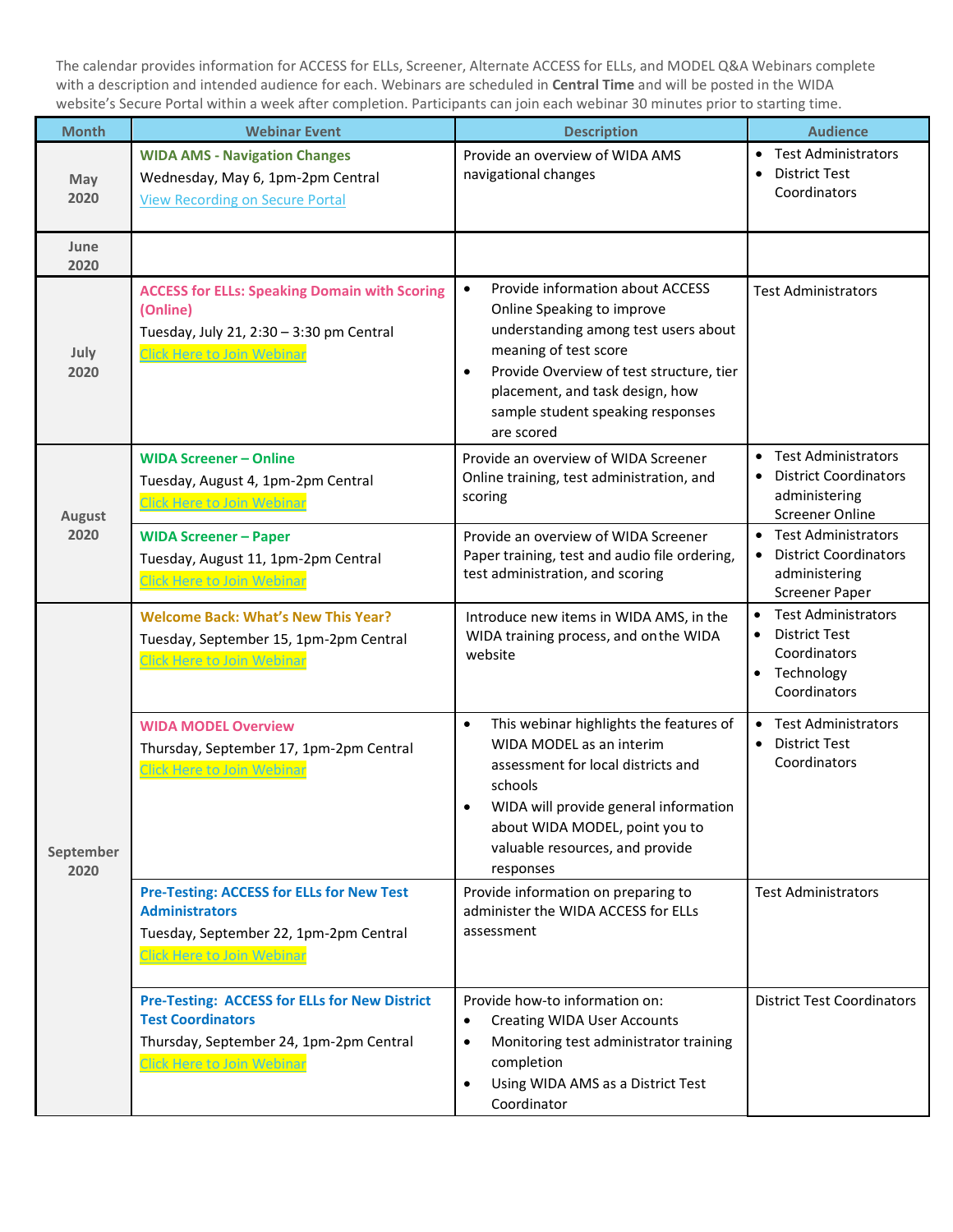The calendar provides information for ACCESS for ELLs, Screener, Alternate ACCESS for ELLs, and MODEL Q&A Webinars complete with a description and intended audience for each. Webinars are scheduled in **Central Time** and will be posted in the WIDA website's Secure Portal within a week after completion. Participants can join each webinar 30 minutes prior to starting time.

| Month | Webinar Event | Description | Audience |
|---|---|---|---|
| May 2020 | **WIDA AMS - Navigation Changes**<br>Wednesday, May 6, 1pm-2pm Central<br>View Recording on Secure Portal | Provide an overview of WIDA AMS navigational changes | • Test Administrators<br>• District Test Coordinators |
| June 2020 | | | |
| July 2020 | **ACCESS for ELLs: Speaking Domain with Scoring (Online)**<br>Tuesday, July 21, 2:30 – 3:30 pm Central<br>Click Here to Join Webinar | • Provide information about ACCESS Online Speaking to improve understanding among test users about meaning of test score<br>• Provide Overview of test structure, tier placement, and task design, how sample student speaking responses are scored | Test Administrators |
| August 2020 | **WIDA Screener – Online**<br>Tuesday, August 4, 1pm-2pm Central<br>Click Here to Join Webinar | Provide an overview of WIDA Screener Online training, test administration, and scoring | • Test Administrators<br>• District Coordinators administering Screener Online |
| | **WIDA Screener – Paper**<br>Tuesday, August 11, 1pm-2pm Central<br>Click Here to Join Webinar | Provide an overview of WIDA Screener Paper training, test and audio file ordering, test administration, and scoring | • Test Administrators<br>• District Coordinators administering Screener Paper |
| September 2020 | **Welcome Back: What's New This Year?**<br>Tuesday, September 15, 1pm-2pm Central<br>Click Here to Join Webinar | Introduce new items in WIDA AMS, in the WIDA training process, and on the WIDA website | • Test Administrators<br>• District Test Coordinators<br>• Technology Coordinators |
| | **WIDA MODEL Overview**<br>Thursday, September 17, 1pm-2pm Central<br>Click Here to Join Webinar | • This webinar highlights the features of WIDA MODEL as an interim assessment for local districts and schools<br>• WIDA will provide general information about WIDA MODEL, point you to valuable resources, and provide responses | • Test Administrators<br>• District Test Coordinators |
| | **Pre-Testing: ACCESS for ELLs for New Test Administrators**<br>Tuesday, September 22, 1pm-2pm Central<br>Click Here to Join Webinar | Provide information on preparing to administer the WIDA ACCESS for ELLs assessment | Test Administrators |
| | **Pre-Testing: ACCESS for ELLs for New District Test Coordinators**<br>Thursday, September 24, 1pm-2pm Central<br>Click Here to Join Webinar | Provide how-to information on:<br>• Creating WIDA User Accounts<br>• Monitoring test administrator training completion<br>• Using WIDA AMS as a District Test Coordinator | District Test Coordinators |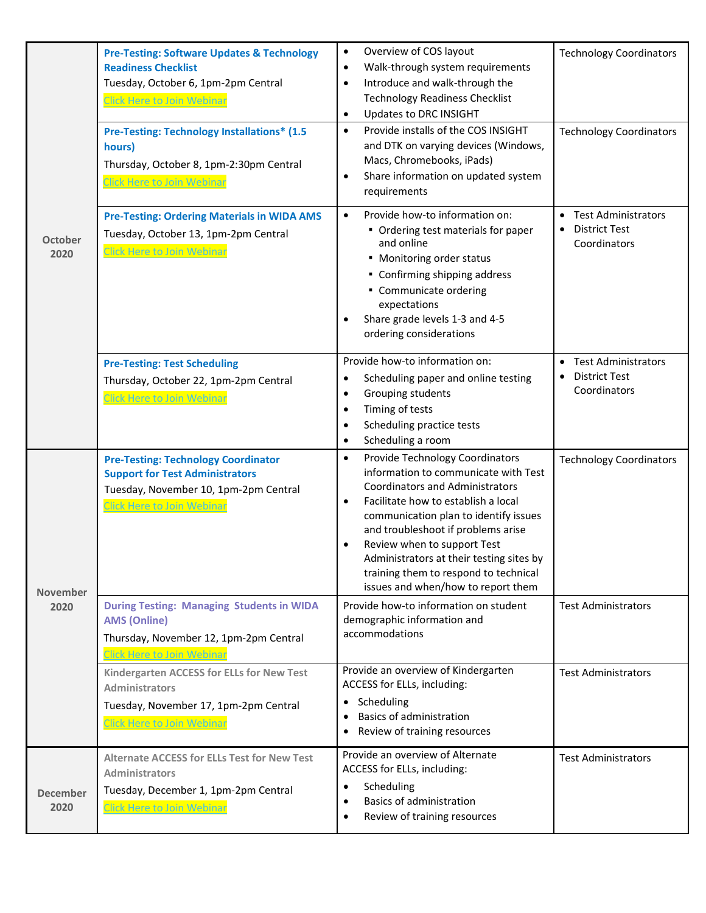| | | | |
|---|---|---|---|
| October 2020 | **Pre-Testing: Software Updates & Technology Readiness Checklist**<br>Tuesday, October 6, 1pm-2pm Central<br>Click Here to Join Webinar | • Overview of COS layout<br>• Walk-through system requirements<br>• Introduce and walk-through the Technology Readiness Checklist<br>• Updates to DRC INSIGHT | Technology Coordinators |
| | **Pre-Testing: Technology Installations* (1.5 hours)**<br>Thursday, October 8, 1pm-2:30pm Central<br>Click Here to Join Webinar | • Provide installs of the COS INSIGHT and DTK on varying devices (Windows, Macs, Chromebooks, iPads)<br>• Share information on updated system requirements | Technology Coordinators |
| | **Pre-Testing: Ordering Materials in WIDA AMS**<br>Tuesday, October 13, 1pm-2pm Central<br>Click Here to Join Webinar | • Provide how-to information on:<br>▪ Ordering test materials for paper and online<br>▪ Monitoring order status<br>▪ Confirming shipping address<br>▪ Communicate ordering expectations<br>• Share grade levels 1-3 and 4-5 ordering considerations | • Test Administrators<br>• District Test Coordinators |
| | **Pre-Testing: Test Scheduling**<br>Thursday, October 22, 1pm-2pm Central<br>Click Here to Join Webinar | Provide how-to information on:<br>• Scheduling paper and online testing<br>• Grouping students<br>• Timing of tests<br>• Scheduling practice tests<br>• Scheduling a room | • Test Administrators<br>• District Test Coordinators |
| November 2020 | **Pre-Testing: Technology Coordinator Support for Test Administrators**<br>Tuesday, November 10, 1pm-2pm Central<br>Click Here to Join Webinar | • Provide Technology Coordinators information to communicate with Test Coordinators and Administrators<br>• Facilitate how to establish a local communication plan to identify issues and troubleshoot if problems arise<br>• Review when to support Test Administrators at their testing sites by training them to respond to technical issues and when/how to report them | Technology Coordinators |
| | **During Testing: Managing Students in WIDA AMS (Online)**<br>Thursday, November 12, 1pm-2pm Central<br>Click Here to Join Webinar | Provide how-to information on student demographic information and accommodations | Test Administrators |
| | **Kindergarten ACCESS for ELLs for New Test Administrators**<br>Tuesday, November 17, 1pm-2pm Central<br>Click Here to Join Webinar | Provide an overview of Kindergarten ACCESS for ELLs, including:<br>• Scheduling<br>• Basics of administration<br>• Review of training resources | Test Administrators |
| December 2020 | **Alternate ACCESS for ELLs Test for New Test Administrators**<br>Tuesday, December 1, 1pm-2pm Central<br>Click Here to Join Webinar | Provide an overview of Alternate ACCESS for ELLs, including:<br>• Scheduling<br>• Basics of administration<br>• Review of training resources | Test Administrators |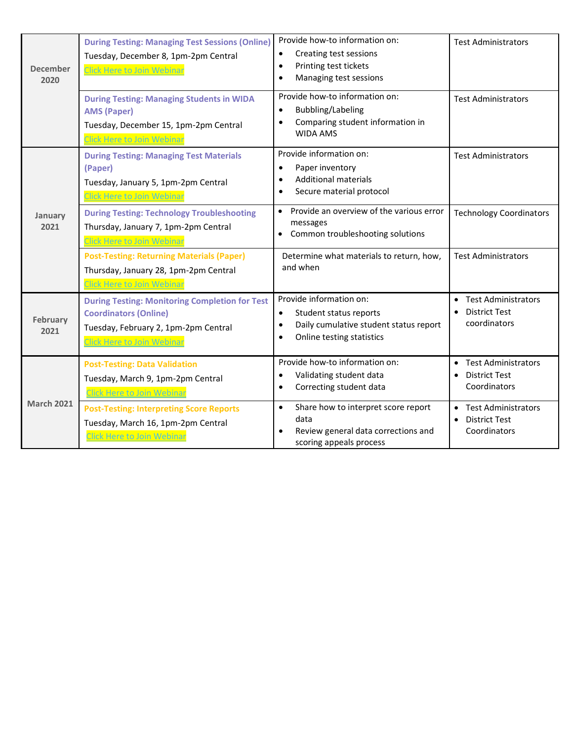| | | | |
|---|---|---|---|
| December 2020 | **During Testing: Managing Test Sessions (Online)**<br>Tuesday, December 8, 1pm-2pm Central<br>Click Here to Join Webinar | Provide how-to information on:<br>• Creating test sessions<br>• Printing test tickets<br>• Managing test sessions | Test Administrators |
| | **During Testing: Managing Students in WIDA AMS (Paper)**<br>Tuesday, December 15, 1pm-2pm Central<br>Click Here to Join Webinar | Provide how-to information on:<br>• Bubbling/Labeling<br>• Comparing student information in WIDA AMS | Test Administrators |
| January 2021 | **During Testing: Managing Test Materials (Paper)**<br>Tuesday, January 5, 1pm-2pm Central<br>Click Here to Join Webinar | Provide information on:<br>• Paper inventory<br>• Additional materials<br>• Secure material protocol | Test Administrators |
| | **During Testing: Technology Troubleshooting**<br>Thursday, January 7, 1pm-2pm Central<br>Click Here to Join Webinar | • Provide an overview of the various error messages<br>• Common troubleshooting solutions | Technology Coordinators |
| | **Post-Testing: Returning Materials (Paper)**<br>Thursday, January 28, 1pm-2pm Central<br>Click Here to Join Webinar | Determine what materials to return, how, and when | Test Administrators |
| February 2021 | **During Testing: Monitoring Completion for Test Coordinators (Online)**<br>Tuesday, February 2, 1pm-2pm Central<br>Click Here to Join Webinar | Provide information on:<br>• Student status reports<br>• Daily cumulative student status report<br>• Online testing statistics | • Test Administrators<br>• District Test coordinators |
| March 2021 | **Post-Testing: Data Validation**<br>Tuesday, March 9, 1pm-2pm Central<br>Click Here to Join Webinar | Provide how-to information on:<br>• Validating student data<br>• Correcting student data | • Test Administrators<br>• District Test Coordinators |
| | **Post-Testing: Interpreting Score Reports**<br>Tuesday, March 16, 1pm-2pm Central<br>Click Here to Join Webinar | • Share how to interpret score report data<br>• Review general data corrections and scoring appeals process | • Test Administrators<br>• District Test Coordinators |